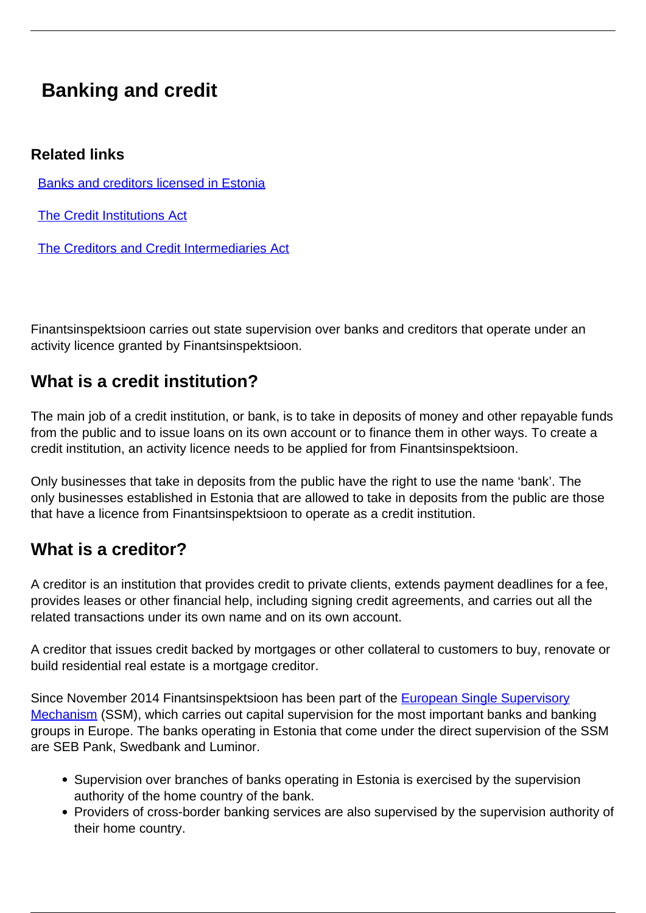# Banking and credit

### Related links

[Banks and creditors licensed in Estonia]

[The Credit Institutions Act]

[The Creditors and Credit Intermediaries Act]

Finantsinspektsioon carries out state supervision over banks and creditors that operate under an activity licence granted by Finantsinspektsioon.

## What is a credit institution?

The main job of a credit institution, or bank, is to take in deposits of money and other repayable funds from the public and to issue loans on its own account or to finance them in other ways. To create a credit institution, an activity licence needs to be applied for from Finantsinspektsioon.

Only businesses that take in deposits from the public have the right to use the name 'bank'. The only businesses established in Estonia that are allowed to take in deposits from the public are those that have a licence from Finantsinspektsioon to operate as a credit institution.

## What is a creditor?

A creditor is an institution that provides credit to private clients, extends payment deadlines for a fee, provides leases or other financial help, including signing credit agreements, and carries out all the related transactions under its own name and on its own account.

A creditor that issues credit backed by mortgages or other collateral to customers to buy, renovate or build residential real estate is a mortgage creditor.

Since November 2014 Finantsinspektsioon has been part of the [European Single Supervisory Mechanism] (SSM), which carries out capital supervision for the most important banks and banking groups in Europe. The banks operating in Estonia that come under the direct supervision of the SSM are SEB Pank, Swedbank and Luminor.

- Supervision over branches of banks operating in Estonia is exercised by the supervision authority of the home country of the bank.
- Providers of cross-border banking services are also supervised by the supervision authority of their home country.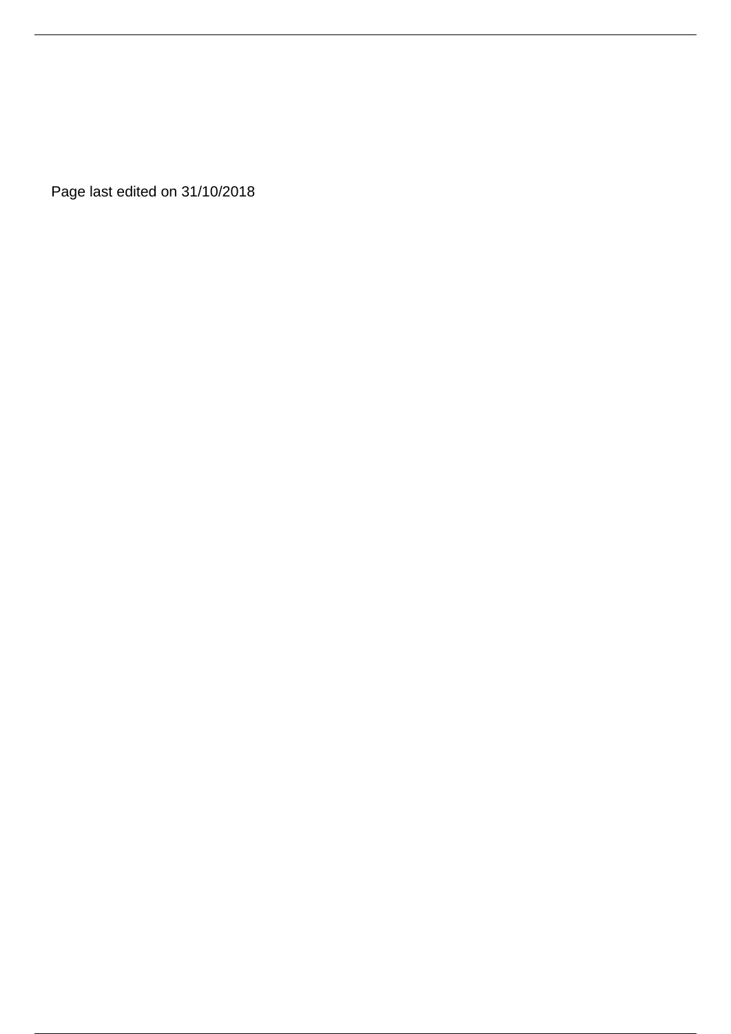Page last edited on 31/10/2018